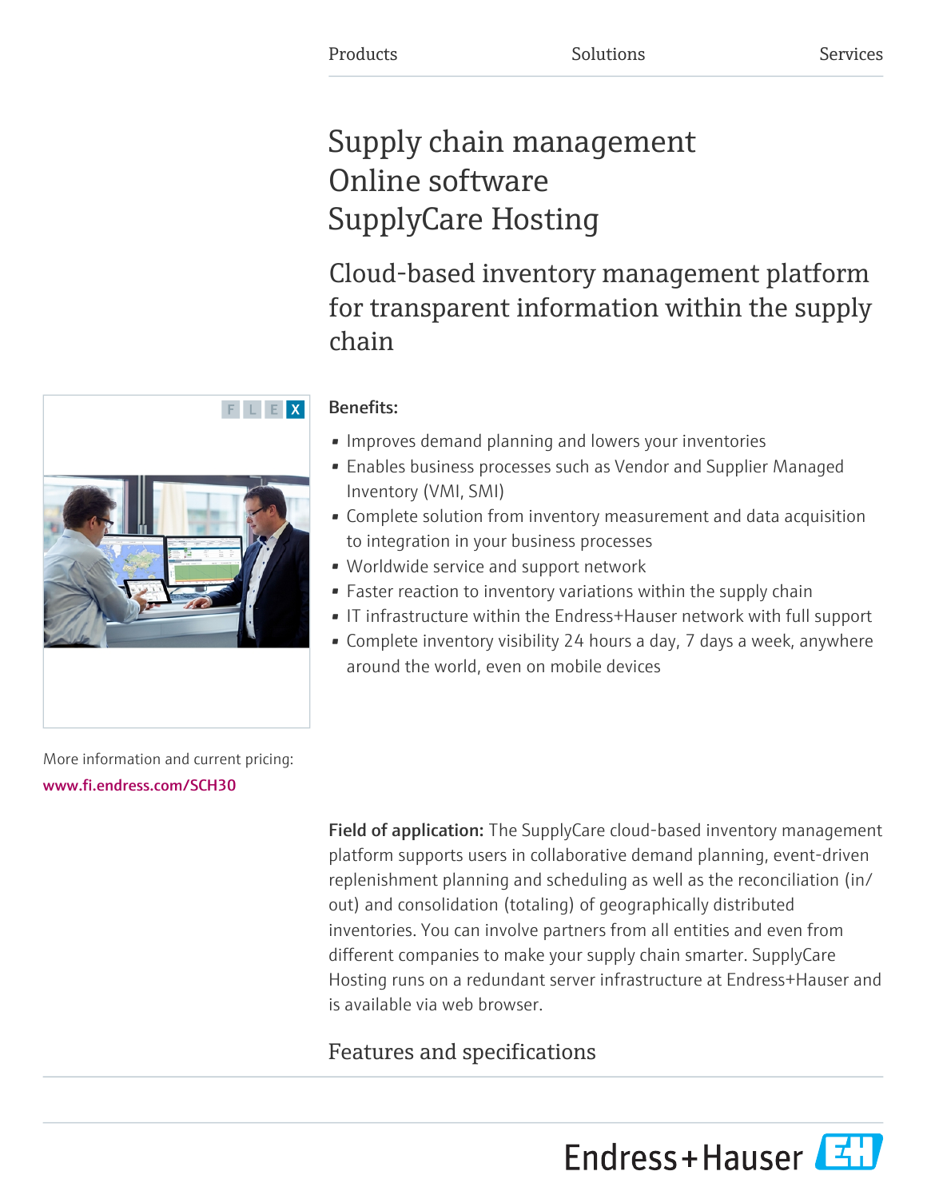Products Solutions Services

# Supply chain management Online software SupplyCare Hosting

## Cloud-based inventory management platform for transparent information within the supply chain

**Benefits:**

- Improves demand planning and lowers your inventories
- Enables business processes such as Vendor and Supplier Managed Inventory (VMI, SMI)
- Complete solution from inventory measurement and data acquisition to integration in your business processes
- Worldwide service and support network
- Faster reaction to inventory variations within the supply chain
- IT infrastructure within the Endress+Hauser network with full support
- Complete inventory visibility 24 hours a day, 7 days a week, anywhere around the world, even on mobile devices

More information and current pricing:
www.fi.endress.com/SCH30

**Field of application:** The SupplyCare cloud-based inventory management platform supports users in collaborative demand planning, event-driven replenishment planning and scheduling as well as the reconciliation (in/out) and consolidation (totaling) of geographically distributed inventories. You can involve partners from all entities and even from different companies to make your supply chain smarter. SupplyCare Hosting runs on a redundant server infrastructure at Endress+Hauser and is available via web browser.

## Features and specifications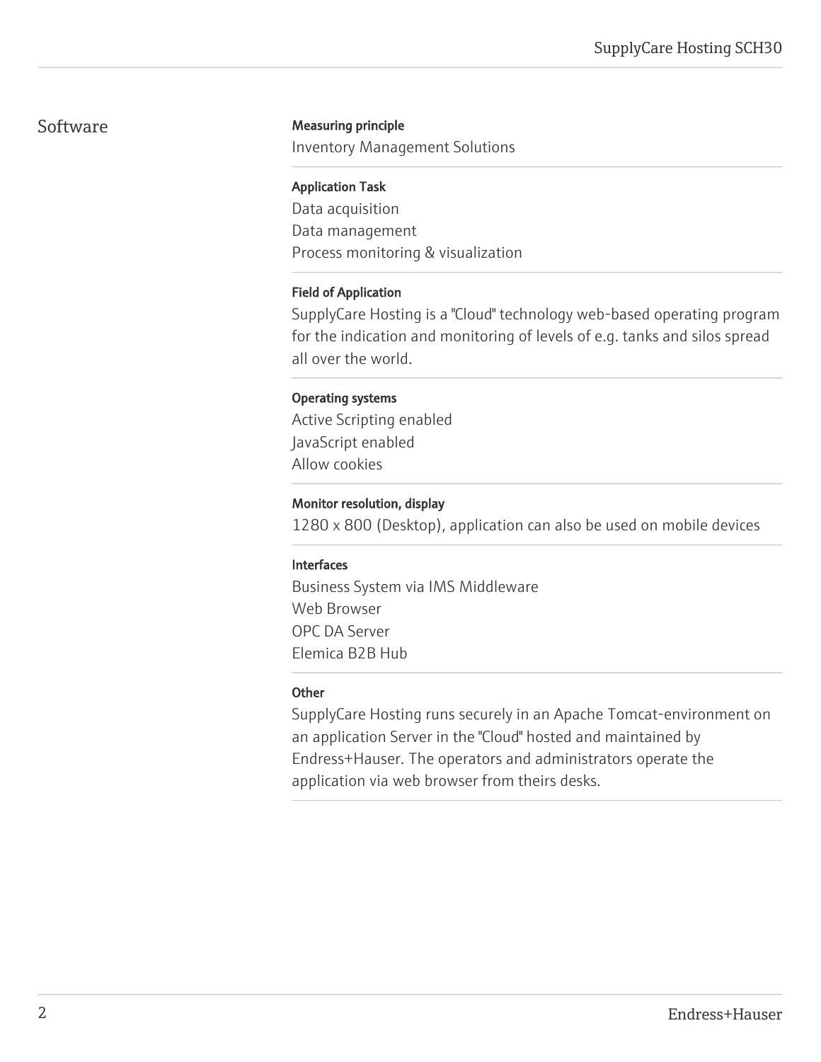## Software

### Measuring principle

Inventory Management Solutions

### Application Task

Data acquisition
Data management
Process monitoring & visualization

### Field of Application

SupplyCare Hosting is a "Cloud" technology web-based operating program for the indication and monitoring of levels of e.g. tanks and silos spread all over the world.

### Operating systems

Active Scripting enabled
JavaScript enabled
Allow cookies

### Monitor resolution, display

1280 x 800 (Desktop), application can also be used on mobile devices

### Interfaces

Business System via IMS Middleware
Web Browser
OPC DA Server
Elemica B2B Hub

### Other

SupplyCare Hosting runs securely in an Apache Tomcat-environment on an application Server in the "Cloud" hosted and maintained by Endress+Hauser. The operators and administrators operate the application via web browser from theirs desks.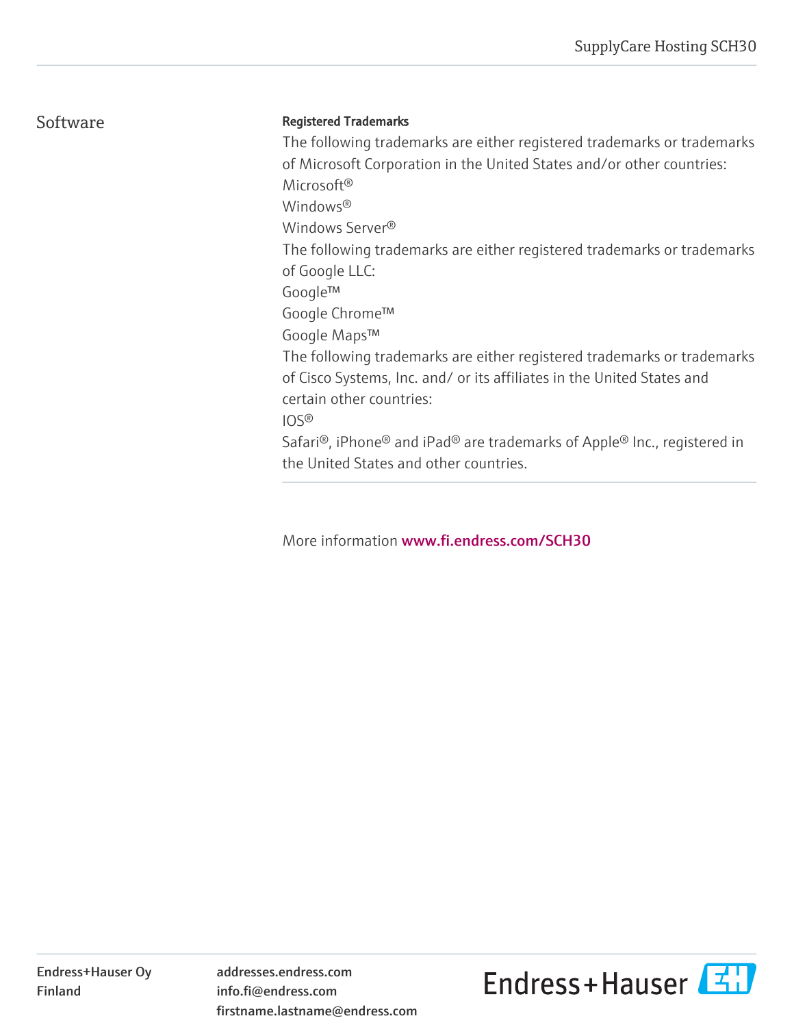## Software

**Registered Trademarks**

The following trademarks are either registered trademarks or trademarks of Microsoft Corporation in the United States and/or other countries:
Microsoft®
Windows®
Windows Server®
The following trademarks are either registered trademarks or trademarks of Google LLC:
Google™
Google Chrome™
Google Maps™
The following trademarks are either registered trademarks or trademarks of Cisco Systems, Inc. and/ or its affiliates in the United States and certain other countries:
IOS®
Safari®, iPhone® and iPad® are trademarks of Apple® Inc., registered in the United States and other countries.

More information **www.fi.endress.com/SCH30**

Endress+Hauser Oy
Finland

addresses.endress.com
info.fi@endress.com
firstname.lastname@endress.com

Endress+Hauser